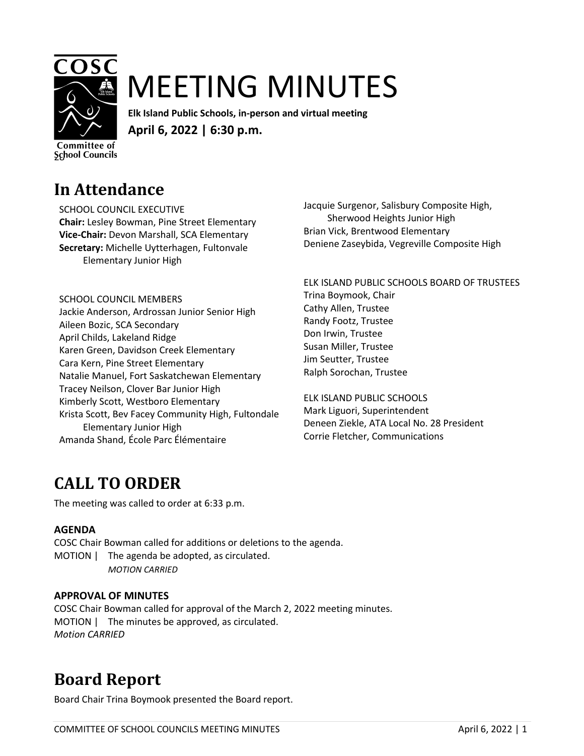# MEETING MINUTES

**Elk Island Public Schools, in-person and virtual meeting**

**April 6, 2022 | 6:30 p.m.**

## In Attendance

SCHOOL COUNCIL EXECUTIVE
**Chair:** Lesley Bowman, Pine Street Elementary
**Vice-Chair:** Devon Marshall, SCA Elementary
**Secretary:** Michelle Uytterhagen, Fultonvale Elementary Junior High

SCHOOL COUNCIL MEMBERS
Jackie Anderson, Ardrossan Junior Senior High
Aileen Bozic, SCA Secondary
April Childs, Lakeland Ridge
Karen Green, Davidson Creek Elementary
Cara Kern, Pine Street Elementary
Natalie Manuel, Fort Saskatchewan Elementary
Tracey Neilson, Clover Bar Junior High
Kimberly Scott, Westboro Elementary
Krista Scott, Bev Facey Community High, Fultondale Elementary Junior High
Amanda Shand, École Parc Élémentaire
Jacquie Surgenor, Salisbury Composite High, Sherwood Heights Junior High
Brian Vick, Brentwood Elementary
Deniene Zaseybida, Vegreville Composite High

ELK ISLAND PUBLIC SCHOOLS BOARD OF TRUSTEES
Trina Boymook, Chair
Cathy Allen, Trustee
Randy Footz, Trustee
Don Irwin, Trustee
Susan Miller, Trustee
Jim Seutter, Trustee
Ralph Sorochan, Trustee

ELK ISLAND PUBLIC SCHOOLS
Mark Liguori, Superintendent
Deneen Ziekle, ATA Local No. 28 President
Corrie Fletcher, Communications

## CALL TO ORDER

The meeting was called to order at 6:33 p.m.

**AGENDA**

COSC Chair Bowman called for additions or deletions to the agenda.

MOTION | The agenda be adopted, as circulated.
*MOTION CARRIED*

**APPROVAL OF MINUTES**

COSC Chair Bowman called for approval of the March 2, 2022 meeting minutes.

MOTION | The minutes be approved, as circulated.
*Motion CARRIED*

## Board Report

Board Chair Trina Boymook presented the Board report.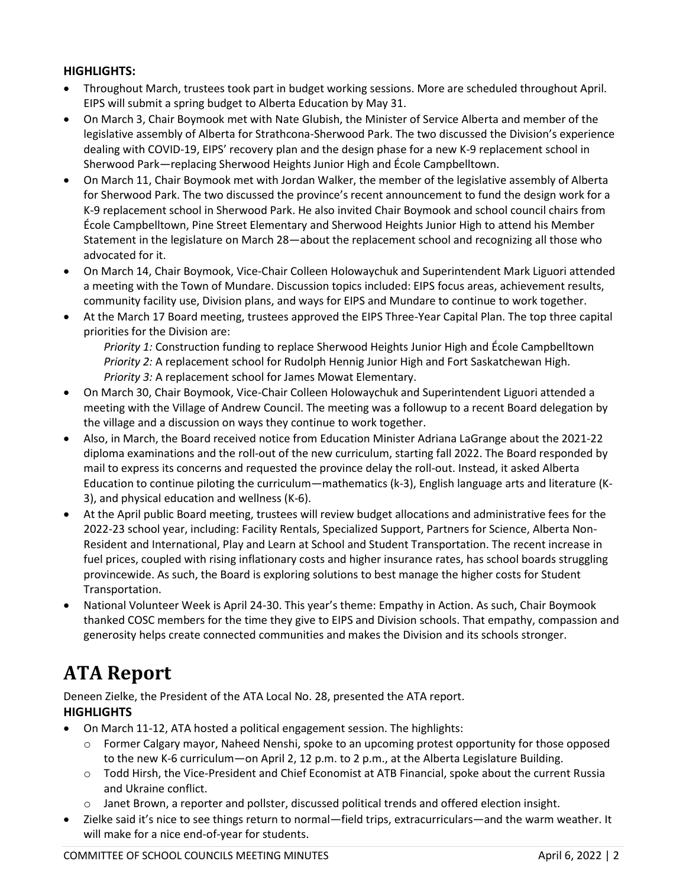**HIGHLIGHTS:**

- Throughout March, trustees took part in budget working sessions. More are scheduled throughout April. EIPS will submit a spring budget to Alberta Education by May 31.
- On March 3, Chair Boymook met with Nate Glubish, the Minister of Service Alberta and member of the legislative assembly of Alberta for Strathcona-Sherwood Park. The two discussed the Division's experience dealing with COVID-19, EIPS' recovery plan and the design phase for a new K-9 replacement school in Sherwood Park—replacing Sherwood Heights Junior High and École Campbelltown.
- On March 11, Chair Boymook met with Jordan Walker, the member of the legislative assembly of Alberta for Sherwood Park. The two discussed the province's recent announcement to fund the design work for a K-9 replacement school in Sherwood Park. He also invited Chair Boymook and school council chairs from École Campbelltown, Pine Street Elementary and Sherwood Heights Junior High to attend his Member Statement in the legislature on March 28—about the replacement school and recognizing all those who advocated for it.
- On March 14, Chair Boymook, Vice-Chair Colleen Holowaychuk and Superintendent Mark Liguori attended a meeting with the Town of Mundare. Discussion topics included: EIPS focus areas, achievement results, community facility use, Division plans, and ways for EIPS and Mundare to continue to work together.
- At the March 17 Board meeting, trustees approved the EIPS Three-Year Capital Plan. The top three capital priorities for the Division are:

  *Priority 1:* Construction funding to replace Sherwood Heights Junior High and École Campbelltown
  *Priority 2:* A replacement school for Rudolph Hennig Junior High and Fort Saskatchewan High.
  *Priority 3:* A replacement school for James Mowat Elementary.
- On March 30, Chair Boymook, Vice-Chair Colleen Holowaychuk and Superintendent Liguori attended a meeting with the Village of Andrew Council. The meeting was a followup to a recent Board delegation by the village and a discussion on ways they continue to work together.
- Also, in March, the Board received notice from Education Minister Adriana LaGrange about the 2021-22 diploma examinations and the roll-out of the new curriculum, starting fall 2022. The Board responded by mail to express its concerns and requested the province delay the roll-out. Instead, it asked Alberta Education to continue piloting the curriculum—mathematics (k-3), English language arts and literature (K-3), and physical education and wellness (K-6).
- At the April public Board meeting, trustees will review budget allocations and administrative fees for the 2022-23 school year, including: Facility Rentals, Specialized Support, Partners for Science, Alberta Non-Resident and International, Play and Learn at School and Student Transportation. The recent increase in fuel prices, coupled with rising inflationary costs and higher insurance rates, has school boards struggling provincewide. As such, the Board is exploring solutions to best manage the higher costs for Student Transportation.
- National Volunteer Week is April 24-30. This year's theme: Empathy in Action. As such, Chair Boymook thanked COSC members for the time they give to EIPS and Division schools. That empathy, compassion and generosity helps create connected communities and makes the Division and its schools stronger.

# ATA Report

Deneen Zielke, the President of the ATA Local No. 28, presented the ATA report.

**HIGHLIGHTS**

- On March 11-12, ATA hosted a political engagement session. The highlights:
  - Former Calgary mayor, Naheed Nenshi, spoke to an upcoming protest opportunity for those opposed to the new K-6 curriculum—on April 2, 12 p.m. to 2 p.m., at the Alberta Legislature Building.
  - Todd Hirsh, the Vice-President and Chief Economist at ATB Financial, spoke about the current Russia and Ukraine conflict.
  - Janet Brown, a reporter and pollster, discussed political trends and offered election insight.
- Zielke said it's nice to see things return to normal—field trips, extracurriculars—and the warm weather. It will make for a nice end-of-year for students.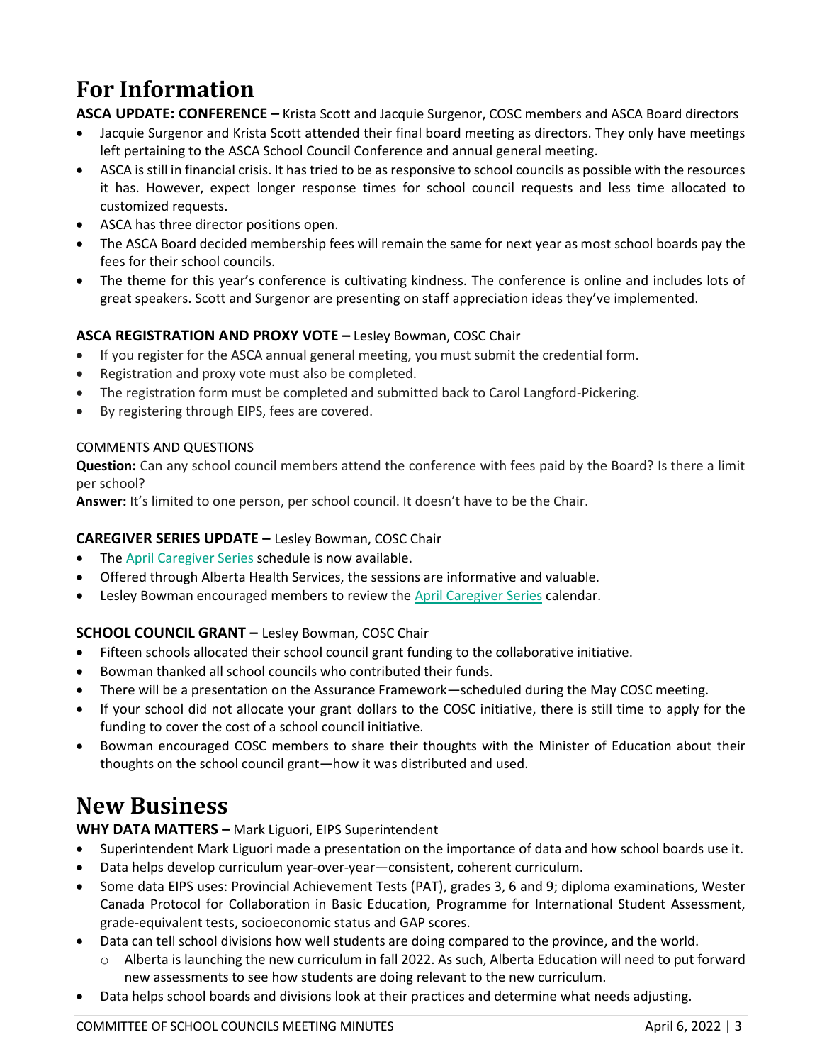# For Information

**ASCA UPDATE: CONFERENCE –** Krista Scott and Jacquie Surgenor, COSC members and ASCA Board directors

- Jacquie Surgenor and Krista Scott attended their final board meeting as directors. They only have meetings left pertaining to the ASCA School Council Conference and annual general meeting.
- ASCA is still in financial crisis. It has tried to be as responsive to school councils as possible with the resources it has. However, expect longer response times for school council requests and less time allocated to customized requests.
- ASCA has three director positions open.
- The ASCA Board decided membership fees will remain the same for next year as most school boards pay the fees for their school councils.
- The theme for this year's conference is cultivating kindness. The conference is online and includes lots of great speakers. Scott and Surgenor are presenting on staff appreciation ideas they've implemented.

**ASCA REGISTRATION AND PROXY VOTE –** Lesley Bowman, COSC Chair

- If you register for the ASCA annual general meeting, you must submit the credential form.
- Registration and proxy vote must also be completed.
- The registration form must be completed and submitted back to Carol Langford-Pickering.
- By registering through EIPS, fees are covered.

COMMENTS AND QUESTIONS

**Question:** Can any school council members attend the conference with fees paid by the Board? Is there a limit per school?

**Answer:** It's limited to one person, per school council. It doesn't have to be the Chair.

**CAREGIVER SERIES UPDATE –** Lesley Bowman, COSC Chair

- The April Caregiver Series schedule is now available.
- Offered through Alberta Health Services, the sessions are informative and valuable.
- Lesley Bowman encouraged members to review the April Caregiver Series calendar.

**SCHOOL COUNCIL GRANT –** Lesley Bowman, COSC Chair

- Fifteen schools allocated their school council grant funding to the collaborative initiative.
- Bowman thanked all school councils who contributed their funds.
- There will be a presentation on the Assurance Framework—scheduled during the May COSC meeting.
- If your school did not allocate your grant dollars to the COSC initiative, there is still time to apply for the funding to cover the cost of a school council initiative.
- Bowman encouraged COSC members to share their thoughts with the Minister of Education about their thoughts on the school council grant—how it was distributed and used.

# New Business

**WHY DATA MATTERS –** Mark Liguori, EIPS Superintendent

- Superintendent Mark Liguori made a presentation on the importance of data and how school boards use it.
- Data helps develop curriculum year-over-year—consistent, coherent curriculum.
- Some data EIPS uses: Provincial Achievement Tests (PAT), grades 3, 6 and 9; diploma examinations, Wester Canada Protocol for Collaboration in Basic Education, Programme for International Student Assessment, grade-equivalent tests, socioeconomic status and GAP scores.
- Data can tell school divisions how well students are doing compared to the province, and the world.
  - Alberta is launching the new curriculum in fall 2022. As such, Alberta Education will need to put forward new assessments to see how students are doing relevant to the new curriculum.
- Data helps school boards and divisions look at their practices and determine what needs adjusting.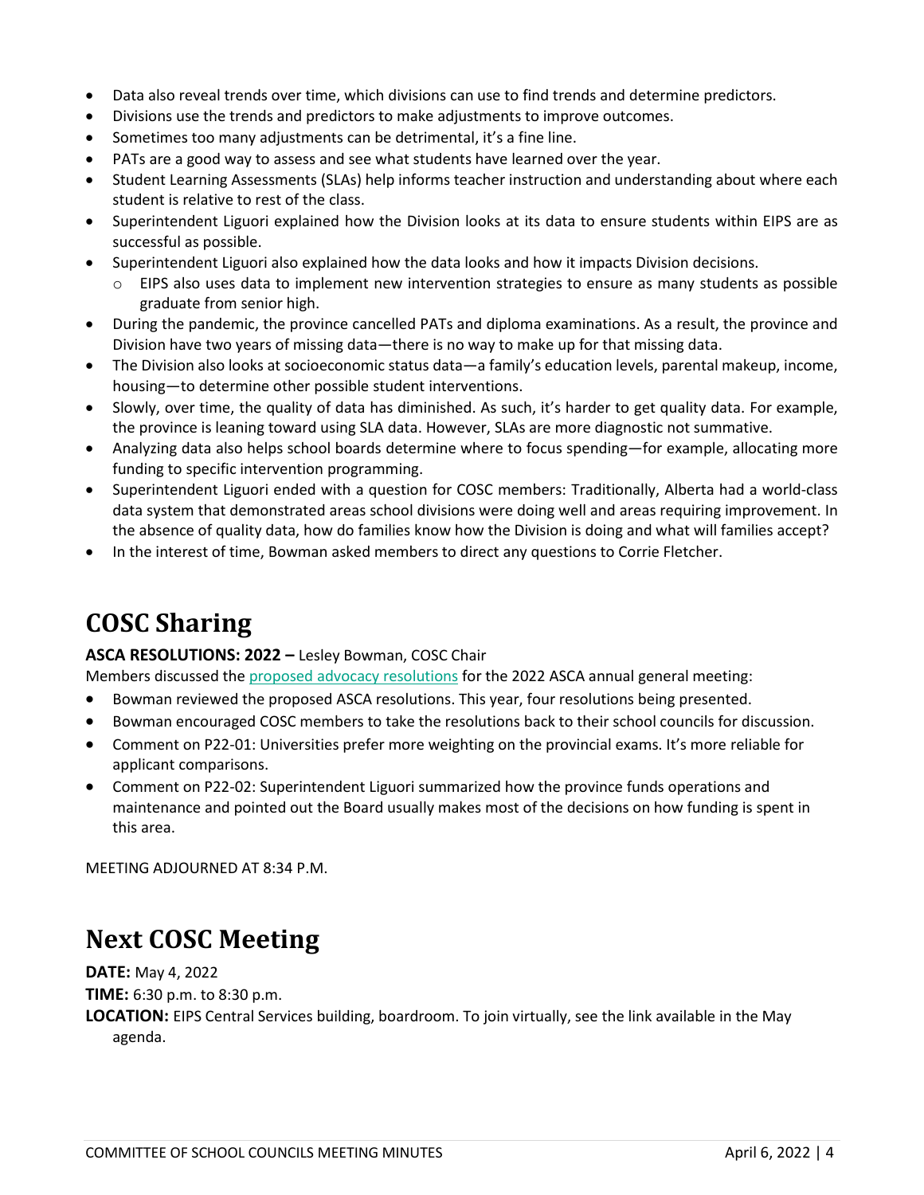- Data also reveal trends over time, which divisions can use to find trends and determine predictors.
- Divisions use the trends and predictors to make adjustments to improve outcomes.
- Sometimes too many adjustments can be detrimental, it's a fine line.
- PATs are a good way to assess and see what students have learned over the year.
- Student Learning Assessments (SLAs) help informs teacher instruction and understanding about where each student is relative to rest of the class.
- Superintendent Liguori explained how the Division looks at its data to ensure students within EIPS are as successful as possible.
- Superintendent Liguori also explained how the data looks and how it impacts Division decisions.
  - EIPS also uses data to implement new intervention strategies to ensure as many students as possible graduate from senior high.
- During the pandemic, the province cancelled PATs and diploma examinations. As a result, the province and Division have two years of missing data—there is no way to make up for that missing data.
- The Division also looks at socioeconomic status data—a family's education levels, parental makeup, income, housing—to determine other possible student interventions.
- Slowly, over time, the quality of data has diminished. As such, it's harder to get quality data. For example, the province is leaning toward using SLA data. However, SLAs are more diagnostic not summative.
- Analyzing data also helps school boards determine where to focus spending—for example, allocating more funding to specific intervention programming.
- Superintendent Liguori ended with a question for COSC members: Traditionally, Alberta had a world-class data system that demonstrated areas school divisions were doing well and areas requiring improvement. In the absence of quality data, how do families know how the Division is doing and what will families accept?
- In the interest of time, Bowman asked members to direct any questions to Corrie Fletcher.

# COSC Sharing

**ASCA RESOLUTIONS: 2022 –** Lesley Bowman, COSC Chair

Members discussed the proposed advocacy resolutions for the 2022 ASCA annual general meeting:

- Bowman reviewed the proposed ASCA resolutions. This year, four resolutions being presented.
- Bowman encouraged COSC members to take the resolutions back to their school councils for discussion.
- Comment on P22-01: Universities prefer more weighting on the provincial exams. It's more reliable for applicant comparisons.
- Comment on P22-02: Superintendent Liguori summarized how the province funds operations and maintenance and pointed out the Board usually makes most of the decisions on how funding is spent in this area.

MEETING ADJOURNED AT 8:34 P.M.

# Next COSC Meeting

**DATE:** May 4, 2022

**TIME:** 6:30 p.m. to 8:30 p.m.

**LOCATION:** EIPS Central Services building, boardroom. To join virtually, see the link available in the May agenda.